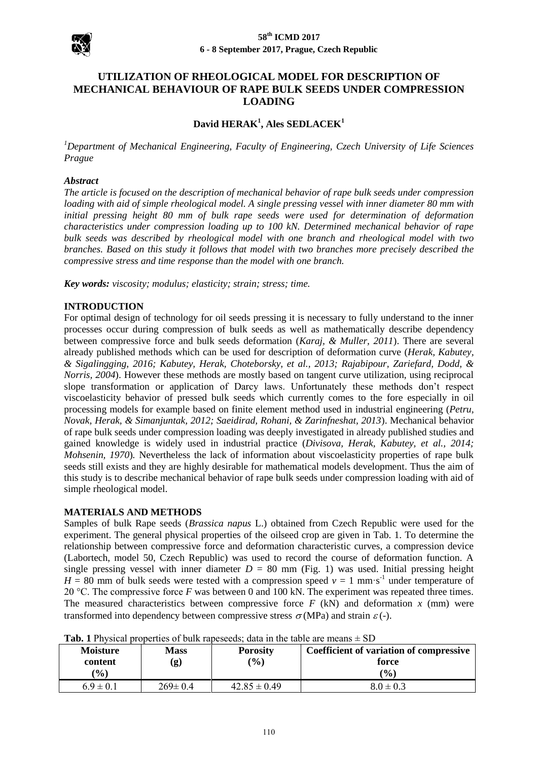# UTILIZATION OF RHEOLOGICAL MODEL FOR DESCRIPTION OF MECHANICAL BEHAVIOUR OF RAPE BULK SEEDS UNDER COMPRESSION LOADING

**David HERAK[1], Ales SEDLACEK[1]**

*[1]Department of Mechanical Engineering, Faculty of Engineering, Czech University of Life Sciences Prague*

### *Abstract*

*The article is focused on the description of mechanical behavior of rape bulk seeds under compression loading with aid of simple rheological model. A single pressing vessel with inner diameter 80 mm with initial pressing height 80 mm of bulk rape seeds were used for determination of deformation characteristics under compression loading up to 100 kN. Determined mechanical behavior of rape bulk seeds was described by rheological model with one branch and rheological model with two branches. Based on this study it follows that model with two branches more precisely described the compressive stress and time response than the model with one branch.*

***Key words:*** *viscosity; modulus; elasticity; strain; stress; time.*

## INTRODUCTION

For optimal design of technology for oil seeds pressing it is necessary to fully understand to the inner processes occur during compression of bulk seeds as well as mathematically describe dependency between compressive force and bulk seeds deformation (*Karaj, & Muller, 2011*). There are several already published methods which can be used for description of deformation curve (*Herak, Kabutey, & Sigalingging, 2016; Kabutey, Herak, Choteborsky, et al., 2013; Rajabipour, Zariefard, Dodd, & Norris, 2004*). However these methods are mostly based on tangent curve utilization, using reciprocal slope transformation or application of Darcy laws. Unfortunately these methods don't respect viscoelasticity behavior of pressed bulk seeds which currently comes to the fore especially in oil processing models for example based on finite element method used in industrial engineering (*Petru, Novak, Herak, & Simanjuntak, 2012; Saeidirad, Rohani, & Zarinfneshat, 2013*). Mechanical behavior of rape bulk seeds under compression loading was deeply investigated in already published studies and gained knowledge is widely used in industrial practice (*Divisova, Herak, Kabutey, et al., 2014; Mohsenin, 1970*). Nevertheless the lack of information about viscoelasticity properties of rape bulk seeds still exists and they are highly desirable for mathematical models development. Thus the aim of this study is to describe mechanical behavior of rape bulk seeds under compression loading with aid of simple rheological model.

## MATERIALS AND METHODS

Samples of bulk Rape seeds (*Brassica napus* L.) obtained from Czech Republic were used for the experiment. The general physical properties of the oilseed crop are given in Tab. 1. To determine the relationship between compressive force and deformation characteristic curves, a compression device (Labortech, model 50, Czech Republic) was used to record the course of deformation function. A single pressing vessel with inner diameter $D$ = 80 mm (Fig. 1) was used. Initial pressing height $H$ = 80 mm of bulk seeds were tested with a compression speed $v$ = 1 mm·s$^{-1}$ under temperature of 20 °C. The compressive force $F$ was between 0 and 100 kN. The experiment was repeated three times. The measured characteristics between compressive force $F$ (kN) and deformation $x$ (mm) were transformed into dependency between compressive stress $\sigma$ (MPa) and strain $\varepsilon$ (-).

**Tab. 1** Physical properties of bulk rapeseeds; data in the table are means ± SD

| Moisture content (%) | Mass (g) | Porosity (%) | Coefficient of variation of compressive force (%) |
|---|---|---|---|
| 6.9 ± 0.1 | 269± 0.4 | 42.85 ± 0.49 | 8.0 ± 0.3 |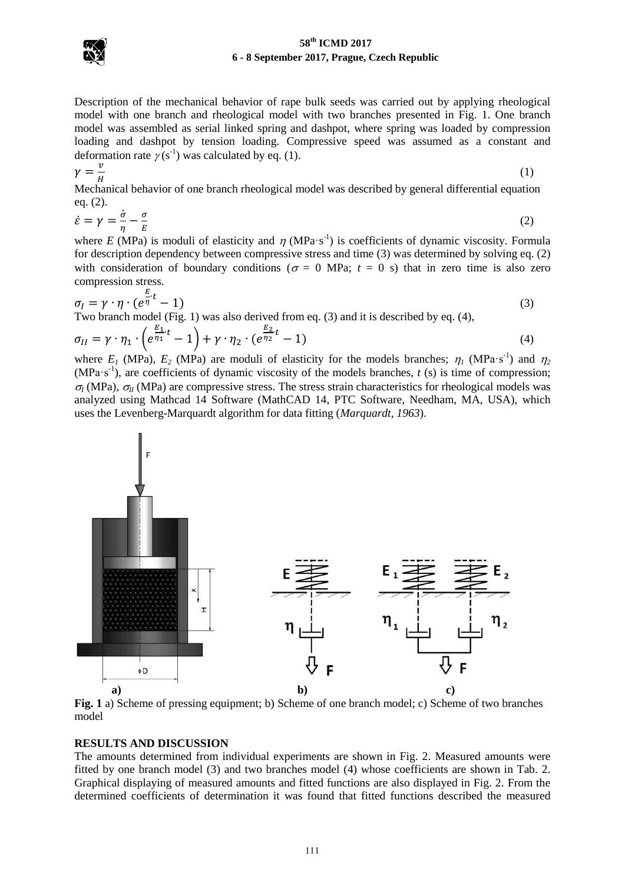Description of the mechanical behavior of rape bulk seeds was carried out by applying rheological model with one branch and rheological model with two branches presented in Fig. 1. One branch model was assembled as serial linked spring and dashpot, where spring was loaded by compression loading and dashpot by tension loading. Compressive speed was assumed as a constant and deformation rate $\gamma$ ($s^{-1}$) was calculated by eq. (1).

$$\gamma = \frac{v}{H} \tag{1}$$

Mechanical behavior of one branch rheological model was described by general differential equation eq. (2).

$$\dot{\varepsilon} = \gamma = \frac{\dot{\sigma}}{\eta} - \frac{\sigma}{E} \tag{2}$$

where $E$ (MPa) is moduli of elasticity and $\eta$ (MPa·$s^{-1}$) is coefficients of dynamic viscosity. Formula for description dependency between compressive stress and time (3) was determined by solving eq. (2) with consideration of boundary conditions ($\sigma$ = 0 MPa; $t$ = 0 s) that in zero time is also zero compression stress.

$$\sigma_I = \gamma \cdot \eta \cdot (e^{\frac{E}{\eta} \cdot t} - 1) \tag{3}$$

Two branch model (Fig. 1) was also derived from eq. (3) and it is described by eq. (4),

$$\sigma_{II} = \gamma \cdot \eta_1 \cdot \left(e^{\frac{E_1}{\eta_1} \cdot t} - 1\right) + \gamma \cdot \eta_2 \cdot (e^{\frac{E_2}{\eta_2} t} - 1) \tag{4}$$

where $E_1$ (MPa), $E_2$ (MPa) are moduli of elasticity for the models branches; $\eta_1$ (MPa·$s^{-1}$) and $\eta_2$ (MPa·$s^{-1}$), are coefficients of dynamic viscosity of the models branches, $t$ (s) is time of compression; $\sigma_I$ (MPa), $\sigma_{II}$ (MPa) are compressive stress. The stress strain characteristics for rheological models was analyzed using Mathcad 14 Software (MathCAD 14, PTC Software, Needham, MA, USA), which uses the Levenberg-Marquardt algorithm for data fitting (*Marquardt, 1963*).

**Fig. 1** a) Scheme of pressing equipment; b) Scheme of one branch model; c) Scheme of two branches model

## RESULTS AND DISCUSSION

The amounts determined from individual experiments are shown in Fig. 2. Measured amounts were fitted by one branch model (3) and two branches model (4) whose coefficients are shown in Tab. 2. Graphical displaying of measured amounts and fitted functions are also displayed in Fig. 2. From the determined coefficients of determination it was found that fitted functions described the measured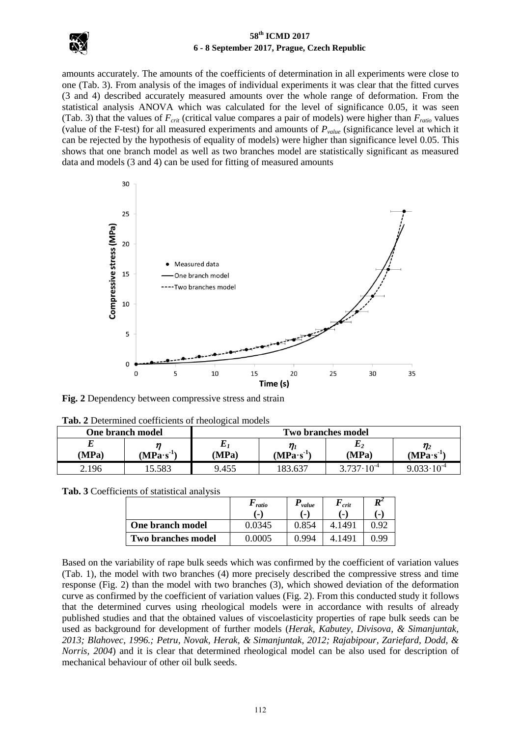amounts accurately. The amounts of the coefficients of determination in all experiments were close to one (Tab. 3). From analysis of the images of individual experiments it was clear that the fitted curves (3 and 4) described accurately measured amounts over the whole range of deformation. From the statistical analysis ANOVA which was calculated for the level of significance 0.05, it was seen (Tab. 3) that the values of $F_{crit}$ (critical value compares a pair of models) were higher than $F_{ratio}$ values (value of the F-test) for all measured experiments and amounts of $P_{value}$ (significance level at which it can be rejected by the hypothesis of equality of models) were higher than significance level 0.05. This shows that one branch model as well as two branches model are statistically significant as measured data and models (3 and 4) can be used for fitting of measured amounts

**Fig. 2** Dependency between compressive stress and strain

**Tab. 2** Determined coefficients of rheological models

| One branch model | | Two branches model | | | |
|---|---|---|---|---|---|
| $E$ (MPa) | $\eta$ ($MPa \cdot s^{-1}$) | $E_1$ (MPa) | $\eta_1$ ($MPa \cdot s^{-1}$) | $E_2$ (MPa) | $\eta_2$ ($MPa \cdot s^{-1}$) |
| 2.196 | 15.583 | 9.455 | 183.637 | $3.737 \cdot 10^{-4}$ | $9.033 \cdot 10^{-4}$ |

**Tab. 3** Coefficients of statistical analysis

| | $F_{ratio}$ (-) | $P_{value}$ (-) | $F_{crit}$ (-) | $R^2$ (-) |
|---|---|---|---|---|
| **One branch model** | 0.0345 | 0.854 | 4.1491 | 0.92 |
| **Two branches model** | 0.0005 | 0.994 | 4.1491 | 0.99 |

Based on the variability of rape bulk seeds which was confirmed by the coefficient of variation values (Tab. 1), the model with two branches (4) more precisely described the compressive stress and time response (Fig. 2) than the model with two branches (3), which showed deviation of the deformation curve as confirmed by the coefficient of variation values (Fig. 2). From this conducted study it follows that the determined curves using rheological models were in accordance with results of already published studies and that the obtained values of viscoelasticity properties of rape bulk seeds can be used as background for development of further models (*Herak, Kabutey, Divisova, & Simanjuntak, 2013; Blahovec, 1996.; Petru, Novak, Herak, & Simanjuntak, 2012; Rajabipour, Zariefard, Dodd, & Norris, 2004*) and it is clear that determined rheological model can be also used for description of mechanical behaviour of other oil bulk seeds.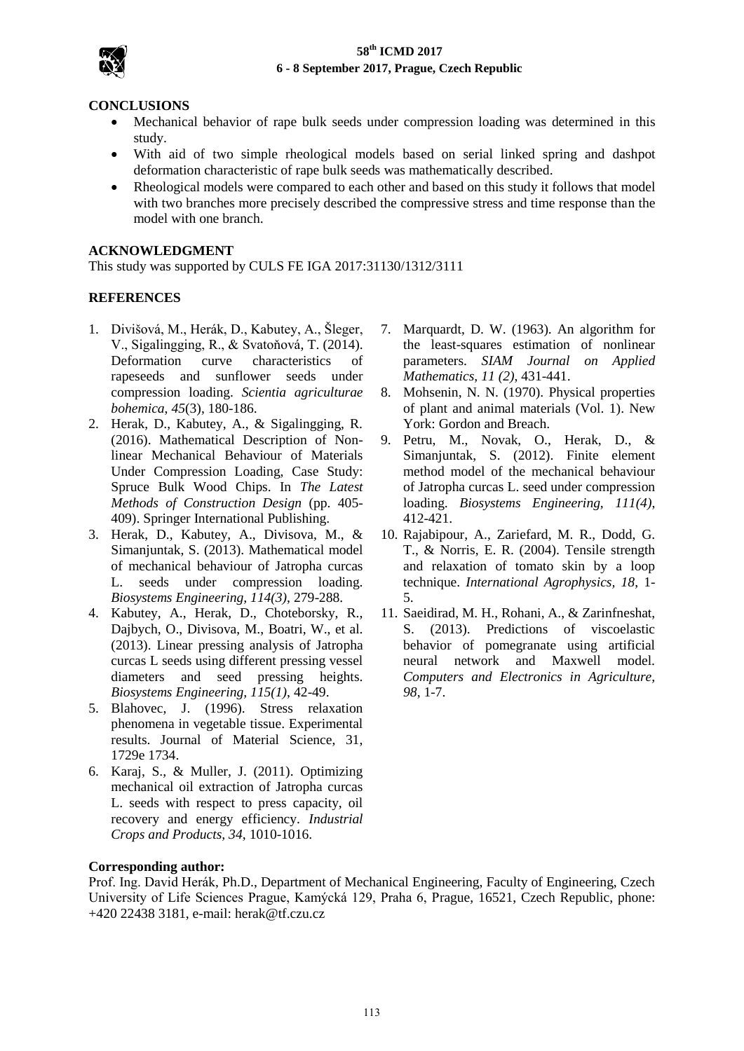## CONCLUSIONS

- Mechanical behavior of rape bulk seeds under compression loading was determined in this study.
- With aid of two simple rheological models based on serial linked spring and dashpot deformation characteristic of rape bulk seeds was mathematically described.
- Rheological models were compared to each other and based on this study it follows that model with two branches more precisely described the compressive stress and time response than the model with one branch.

## ACKNOWLEDGMENT

This study was supported by CULS FE IGA 2017:31130/1312/3111

## REFERENCES

1. Divišová, M., Herák, D., Kabutey, A., Šleger, V., Sigalingging, R., & Svatoňová, T. (2014). Deformation curve characteristics of rapeseeds and sunflower seeds under compression loading. *Scientia agriculturae bohemica*, *45*(3), 180-186.
2. Herak, D., Kabutey, A., & Sigalingging, R. (2016). Mathematical Description of Non-linear Mechanical Behaviour of Materials Under Compression Loading, Case Study: Spruce Bulk Wood Chips. In *The Latest Methods of Construction Design* (pp. 405-409). Springer International Publishing.
3. Herak, D., Kabutey, A., Divisova, M., & Simanjuntak, S. (2013). Mathematical model of mechanical behaviour of Jatropha curcas L. seeds under compression loading. *Biosystems Engineering, 114(3)*, 279-288.
4. Kabutey, A., Herak, D., Choteborsky, R., Dajbych, O., Divisova, M., Boatri, W., et al. (2013). Linear pressing analysis of Jatropha curcas L seeds using different pressing vessel diameters and seed pressing heights. *Biosystems Engineering, 115(1)*, 42-49.
5. Blahovec, J. (1996). Stress relaxation phenomena in vegetable tissue. Experimental results. Journal of Material Science, 31, 1729e 1734.
6. Karaj, S., & Muller, J. (2011). Optimizing mechanical oil extraction of Jatropha curcas L. seeds with respect to press capacity, oil recovery and energy efficiency. *Industrial Crops and Products, 34*, 1010-1016.
7. Marquardt, D. W. (1963). An algorithm for the least-squares estimation of nonlinear parameters. *SIAM Journal on Applied Mathematics, 11 (2)*, 431-441.
8. Mohsenin, N. N. (1970). Physical properties of plant and animal materials (Vol. 1). New York: Gordon and Breach.
9. Petru, M., Novak, O., Herak, D., & Simanjuntak, S. (2012). Finite element method model of the mechanical behaviour of Jatropha curcas L. seed under compression loading. *Biosystems Engineering, 111(4)*, 412-421.
10. Rajabipour, A., Zariefard, M. R., Dodd, G. T., & Norris, E. R. (2004). Tensile strength and relaxation of tomato skin by a loop technique. *International Agrophysics, 18*, 1-5.
11. Saeidirad, M. H., Rohani, A., & Zarinfneshat, S. (2013). Predictions of viscoelastic behavior of pomegranate using artificial neural network and Maxwell model. *Computers and Electronics in Agriculture, 98*, 1-7.

**Corresponding author:**

Prof. Ing. David Herák, Ph.D., Department of Mechanical Engineering, Faculty of Engineering, Czech University of Life Sciences Prague, Kamýcká 129, Praha 6, Prague, 16521, Czech Republic, phone: +420 22438 3181, e-mail: herak@tf.czu.cz